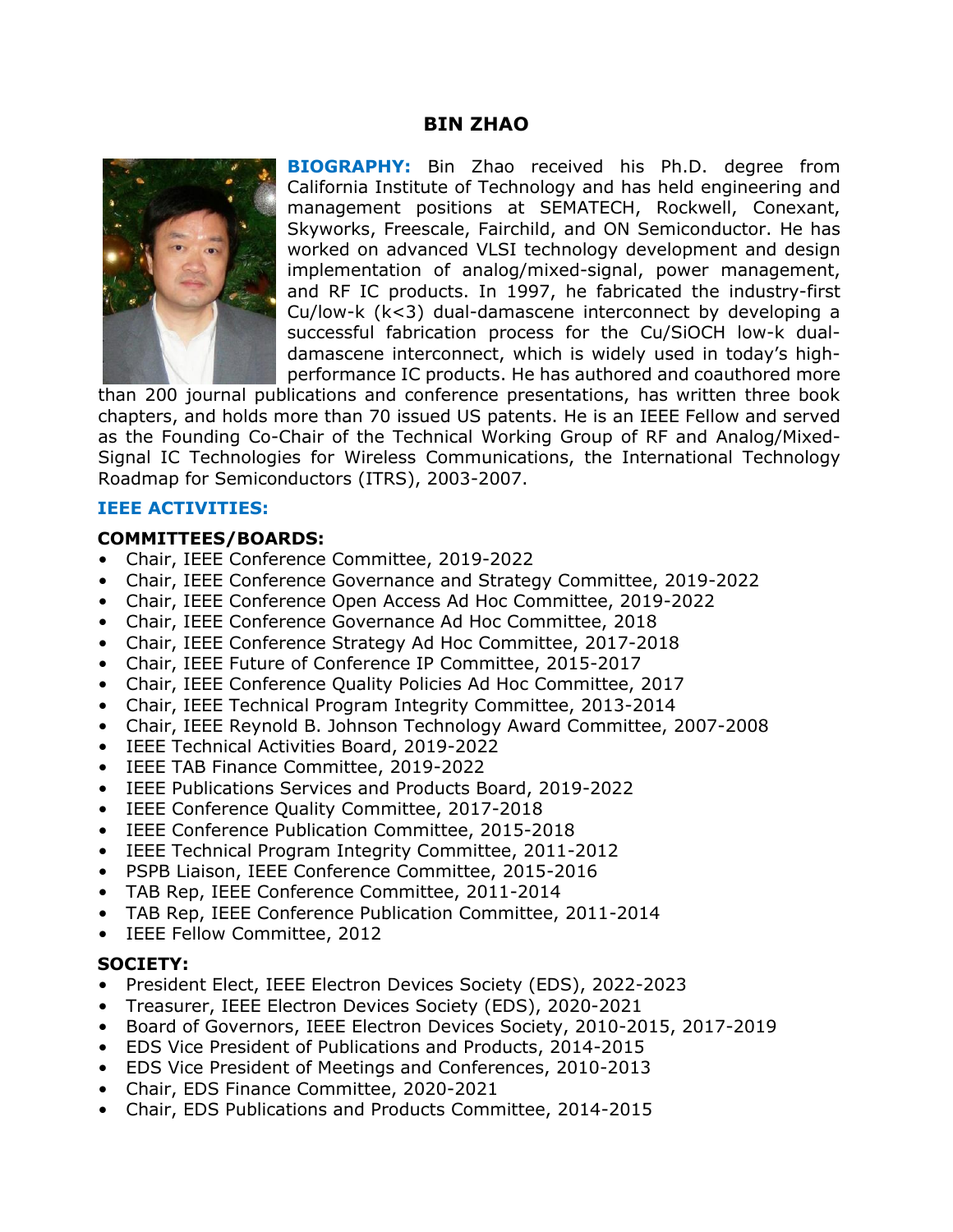# BIN ZHAO

**BIOGRAPHY:** Bin Zhao received his Ph.D. degree from California Institute of Technology and has held engineering and management positions at SEMATECH, Rockwell, Conexant, Skyworks, Freescale, Fairchild, and ON Semiconductor. He has worked on advanced VLSI technology development and design implementation of analog/mixed-signal, power management, and RF IC products. In 1997, he fabricated the industry-first Cu/low-k (k<3) dual-damascene interconnect by developing a successful fabrication process for the Cu/SiOCH low-k dual-damascene interconnect, which is widely used in today's high-performance IC products. He has authored and coauthored more than 200 journal publications and conference presentations, has written three book chapters, and holds more than 70 issued US patents. He is an IEEE Fellow and served as the Founding Co-Chair of the Technical Working Group of RF and Analog/Mixed-Signal IC Technologies for Wireless Communications, the International Technology Roadmap for Semiconductors (ITRS), 2003-2007.

## IEEE ACTIVITIES:

### COMMITTEES/BOARDS:

- Chair, IEEE Conference Committee, 2019-2022
- Chair, IEEE Conference Governance and Strategy Committee, 2019-2022
- Chair, IEEE Conference Open Access Ad Hoc Committee, 2019-2022
- Chair, IEEE Conference Governance Ad Hoc Committee, 2018
- Chair, IEEE Conference Strategy Ad Hoc Committee, 2017-2018
- Chair, IEEE Future of Conference IP Committee, 2015-2017
- Chair, IEEE Conference Quality Policies Ad Hoc Committee, 2017
- Chair, IEEE Technical Program Integrity Committee, 2013-2014
- Chair, IEEE Reynold B. Johnson Technology Award Committee, 2007-2008
- IEEE Technical Activities Board, 2019-2022
- IEEE TAB Finance Committee, 2019-2022
- IEEE Publications Services and Products Board, 2019-2022
- IEEE Conference Quality Committee, 2017-2018
- IEEE Conference Publication Committee, 2015-2018
- IEEE Technical Program Integrity Committee, 2011-2012
- PSPB Liaison, IEEE Conference Committee, 2015-2016
- TAB Rep, IEEE Conference Committee, 2011-2014
- TAB Rep, IEEE Conference Publication Committee, 2011-2014
- IEEE Fellow Committee, 2012

### SOCIETY:

- President Elect, IEEE Electron Devices Society (EDS), 2022-2023
- Treasurer, IEEE Electron Devices Society (EDS), 2020-2021
- Board of Governors, IEEE Electron Devices Society, 2010-2015, 2017-2019
- EDS Vice President of Publications and Products, 2014-2015
- EDS Vice President of Meetings and Conferences, 2010-2013
- Chair, EDS Finance Committee, 2020-2021
- Chair, EDS Publications and Products Committee, 2014-2015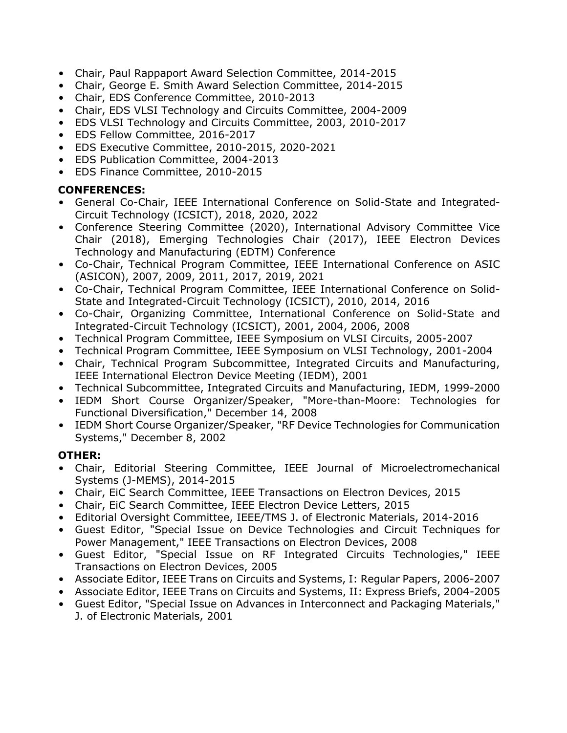- Chair, Paul Rappaport Award Selection Committee, 2014-2015
- Chair, George E. Smith Award Selection Committee, 2014-2015
- Chair, EDS Conference Committee, 2010-2013
- Chair, EDS VLSI Technology and Circuits Committee, 2004-2009
- EDS VLSI Technology and Circuits Committee, 2003, 2010-2017
- EDS Fellow Committee, 2016-2017
- EDS Executive Committee, 2010-2015, 2020-2021
- EDS Publication Committee, 2004-2013
- EDS Finance Committee, 2010-2015

**CONFERENCES:**

- General Co-Chair, IEEE International Conference on Solid-State and Integrated-Circuit Technology (ICSICT), 2018, 2020, 2022
- Conference Steering Committee (2020), International Advisory Committee Vice Chair (2018), Emerging Technologies Chair (2017), IEEE Electron Devices Technology and Manufacturing (EDTM) Conference
- Co-Chair, Technical Program Committee, IEEE International Conference on ASIC (ASICON), 2007, 2009, 2011, 2017, 2019, 2021
- Co-Chair, Technical Program Committee, IEEE International Conference on Solid-State and Integrated-Circuit Technology (ICSICT), 2010, 2014, 2016
- Co-Chair, Organizing Committee, International Conference on Solid-State and Integrated-Circuit Technology (ICSICT), 2001, 2004, 2006, 2008
- Technical Program Committee, IEEE Symposium on VLSI Circuits, 2005-2007
- Technical Program Committee, IEEE Symposium on VLSI Technology, 2001-2004
- Chair, Technical Program Subcommittee, Integrated Circuits and Manufacturing, IEEE International Electron Device Meeting (IEDM), 2001
- Technical Subcommittee, Integrated Circuits and Manufacturing, IEDM, 1999-2000
- IEDM Short Course Organizer/Speaker, "More-than-Moore: Technologies for Functional Diversification," December 14, 2008
- IEDM Short Course Organizer/Speaker, "RF Device Technologies for Communication Systems," December 8, 2002

**OTHER:**

- Chair, Editorial Steering Committee, IEEE Journal of Microelectromechanical Systems (J-MEMS), 2014-2015
- Chair, EiC Search Committee, IEEE Transactions on Electron Devices, 2015
- Chair, EiC Search Committee, IEEE Electron Device Letters, 2015
- Editorial Oversight Committee, IEEE/TMS J. of Electronic Materials, 2014-2016
- Guest Editor, "Special Issue on Device Technologies and Circuit Techniques for Power Management," IEEE Transactions on Electron Devices, 2008
- Guest Editor, "Special Issue on RF Integrated Circuits Technologies," IEEE Transactions on Electron Devices, 2005
- Associate Editor, IEEE Trans on Circuits and Systems, I: Regular Papers, 2006-2007
- Associate Editor, IEEE Trans on Circuits and Systems, II: Express Briefs, 2004-2005
- Guest Editor, "Special Issue on Advances in Interconnect and Packaging Materials," J. of Electronic Materials, 2001